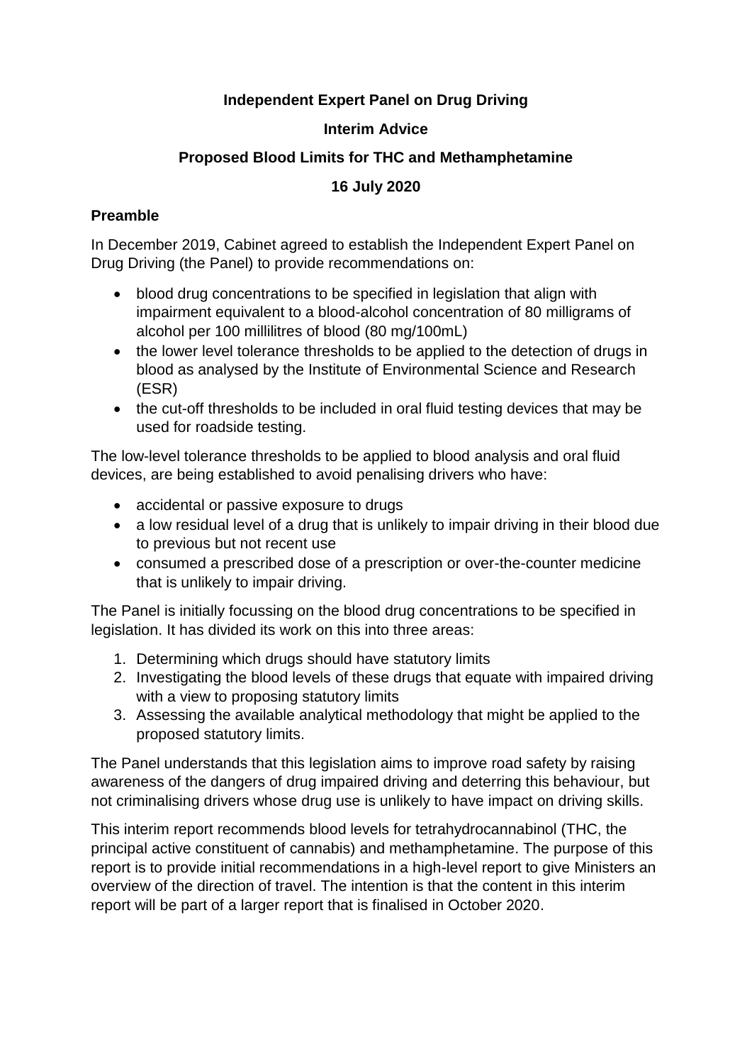# Independent Expert Panel on Drug Driving

## Interim Advice

## Proposed Blood Limits for THC and Methamphetamine

### 16 July 2020

### Preamble

In December 2019, Cabinet agreed to establish the Independent Expert Panel on Drug Driving (the Panel) to provide recommendations on:

- blood drug concentrations to be specified in legislation that align with impairment equivalent to a blood-alcohol concentration of 80 milligrams of alcohol per 100 millilitres of blood (80 mg/100mL)
- the lower level tolerance thresholds to be applied to the detection of drugs in blood as analysed by the Institute of Environmental Science and Research (ESR)
- the cut-off thresholds to be included in oral fluid testing devices that may be used for roadside testing.

The low-level tolerance thresholds to be applied to blood analysis and oral fluid devices, are being established to avoid penalising drivers who have:

- accidental or passive exposure to drugs
- a low residual level of a drug that is unlikely to impair driving in their blood due to previous but not recent use
- consumed a prescribed dose of a prescription or over-the-counter medicine that is unlikely to impair driving.

The Panel is initially focussing on the blood drug concentrations to be specified in legislation. It has divided its work on this into three areas:

1. Determining which drugs should have statutory limits
2. Investigating the blood levels of these drugs that equate with impaired driving with a view to proposing statutory limits
3. Assessing the available analytical methodology that might be applied to the proposed statutory limits.

The Panel understands that this legislation aims to improve road safety by raising awareness of the dangers of drug impaired driving and deterring this behaviour, but not criminalising drivers whose drug use is unlikely to have impact on driving skills.

This interim report recommends blood levels for tetrahydrocannabinol (THC, the principal active constituent of cannabis) and methamphetamine. The purpose of this report is to provide initial recommendations in a high-level report to give Ministers an overview of the direction of travel. The intention is that the content in this interim report will be part of a larger report that is finalised in October 2020.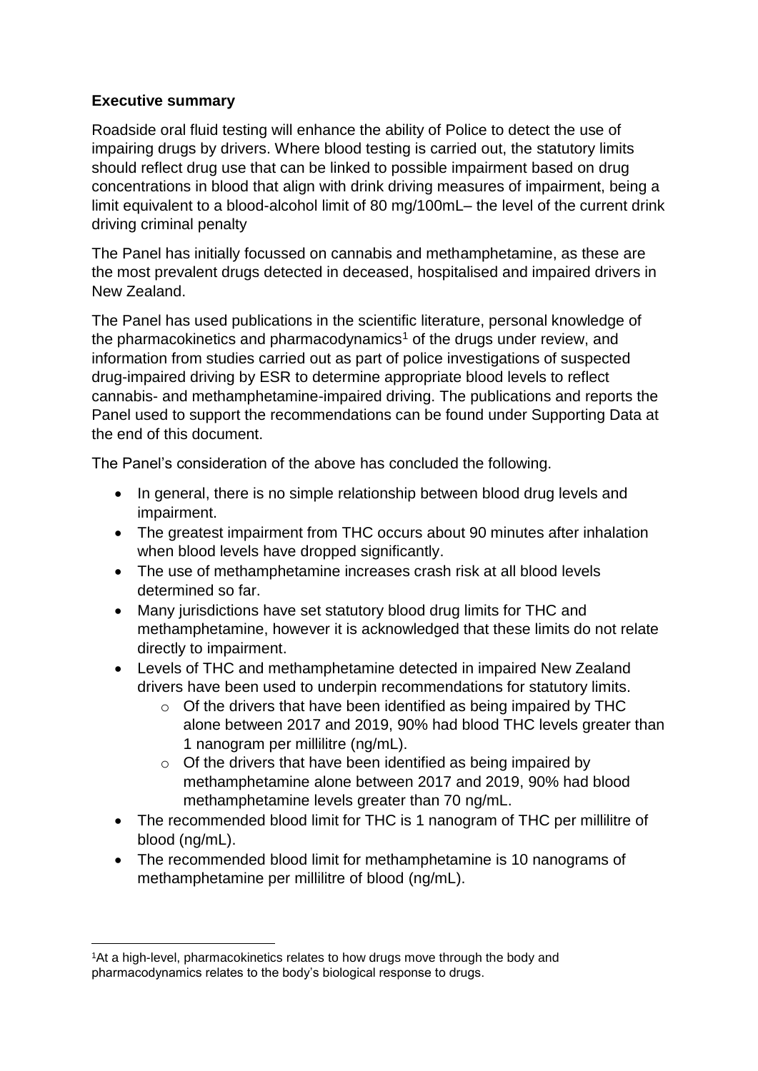**Executive summary**

Roadside oral fluid testing will enhance the ability of Police to detect the use of impairing drugs by drivers. Where blood testing is carried out, the statutory limits should reflect drug use that can be linked to possible impairment based on drug concentrations in blood that align with drink driving measures of impairment, being a limit equivalent to a blood-alcohol limit of 80 mg/100mL– the level of the current drink driving criminal penalty

The Panel has initially focussed on cannabis and methamphetamine, as these are the most prevalent drugs detected in deceased, hospitalised and impaired drivers in New Zealand.

The Panel has used publications in the scientific literature, personal knowledge of the pharmacokinetics and pharmacodynamics[1] of the drugs under review, and information from studies carried out as part of police investigations of suspected drug-impaired driving by ESR to determine appropriate blood levels to reflect cannabis- and methamphetamine-impaired driving. The publications and reports the Panel used to support the recommendations can be found under Supporting Data at the end of this document.

The Panel's consideration of the above has concluded the following.

- In general, there is no simple relationship between blood drug levels and impairment.
- The greatest impairment from THC occurs about 90 minutes after inhalation when blood levels have dropped significantly.
- The use of methamphetamine increases crash risk at all blood levels determined so far.
- Many jurisdictions have set statutory blood drug limits for THC and methamphetamine, however it is acknowledged that these limits do not relate directly to impairment.
- Levels of THC and methamphetamine detected in impaired New Zealand drivers have been used to underpin recommendations for statutory limits.
    - Of the drivers that have been identified as being impaired by THC alone between 2017 and 2019, 90% had blood THC levels greater than 1 nanogram per millilitre (ng/mL).
    - Of the drivers that have been identified as being impaired by methamphetamine alone between 2017 and 2019, 90% had blood methamphetamine levels greater than 70 ng/mL.
- The recommended blood limit for THC is 1 nanogram of THC per millilitre of blood (ng/mL).
- The recommended blood limit for methamphetamine is 10 nanograms of methamphetamine per millilitre of blood (ng/mL).

[1]At a high-level, pharmacokinetics relates to how drugs move through the body and pharmacodynamics relates to the body's biological response to drugs.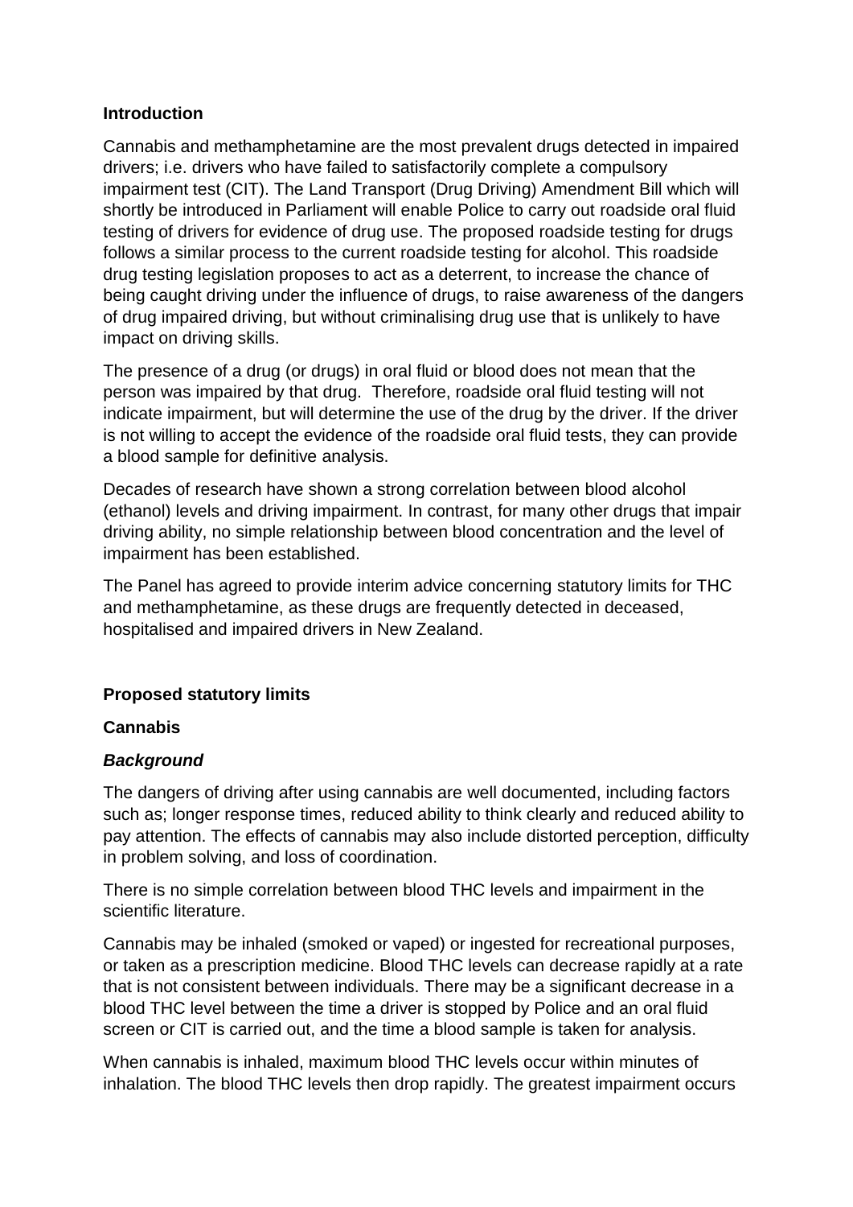**Introduction**

Cannabis and methamphetamine are the most prevalent drugs detected in impaired drivers; i.e. drivers who have failed to satisfactorily complete a compulsory impairment test (CIT). The Land Transport (Drug Driving) Amendment Bill which will shortly be introduced in Parliament will enable Police to carry out roadside oral fluid testing of drivers for evidence of drug use. The proposed roadside testing for drugs follows a similar process to the current roadside testing for alcohol. This roadside drug testing legislation proposes to act as a deterrent, to increase the chance of being caught driving under the influence of drugs, to raise awareness of the dangers of drug impaired driving, but without criminalising drug use that is unlikely to have impact on driving skills.

The presence of a drug (or drugs) in oral fluid or blood does not mean that the person was impaired by that drug. Therefore, roadside oral fluid testing will not indicate impairment, but will determine the use of the drug by the driver. If the driver is not willing to accept the evidence of the roadside oral fluid tests, they can provide a blood sample for definitive analysis.

Decades of research have shown a strong correlation between blood alcohol (ethanol) levels and driving impairment. In contrast, for many other drugs that impair driving ability, no simple relationship between blood concentration and the level of impairment has been established.

The Panel has agreed to provide interim advice concerning statutory limits for THC and methamphetamine, as these drugs are frequently detected in deceased, hospitalised and impaired drivers in New Zealand.

**Proposed statutory limits**

**Cannabis**

***Background***

The dangers of driving after using cannabis are well documented, including factors such as; longer response times, reduced ability to think clearly and reduced ability to pay attention. The effects of cannabis may also include distorted perception, difficulty in problem solving, and loss of coordination.

There is no simple correlation between blood THC levels and impairment in the scientific literature.

Cannabis may be inhaled (smoked or vaped) or ingested for recreational purposes, or taken as a prescription medicine. Blood THC levels can decrease rapidly at a rate that is not consistent between individuals. There may be a significant decrease in a blood THC level between the time a driver is stopped by Police and an oral fluid screen or CIT is carried out, and the time a blood sample is taken for analysis.

When cannabis is inhaled, maximum blood THC levels occur within minutes of inhalation. The blood THC levels then drop rapidly. The greatest impairment occurs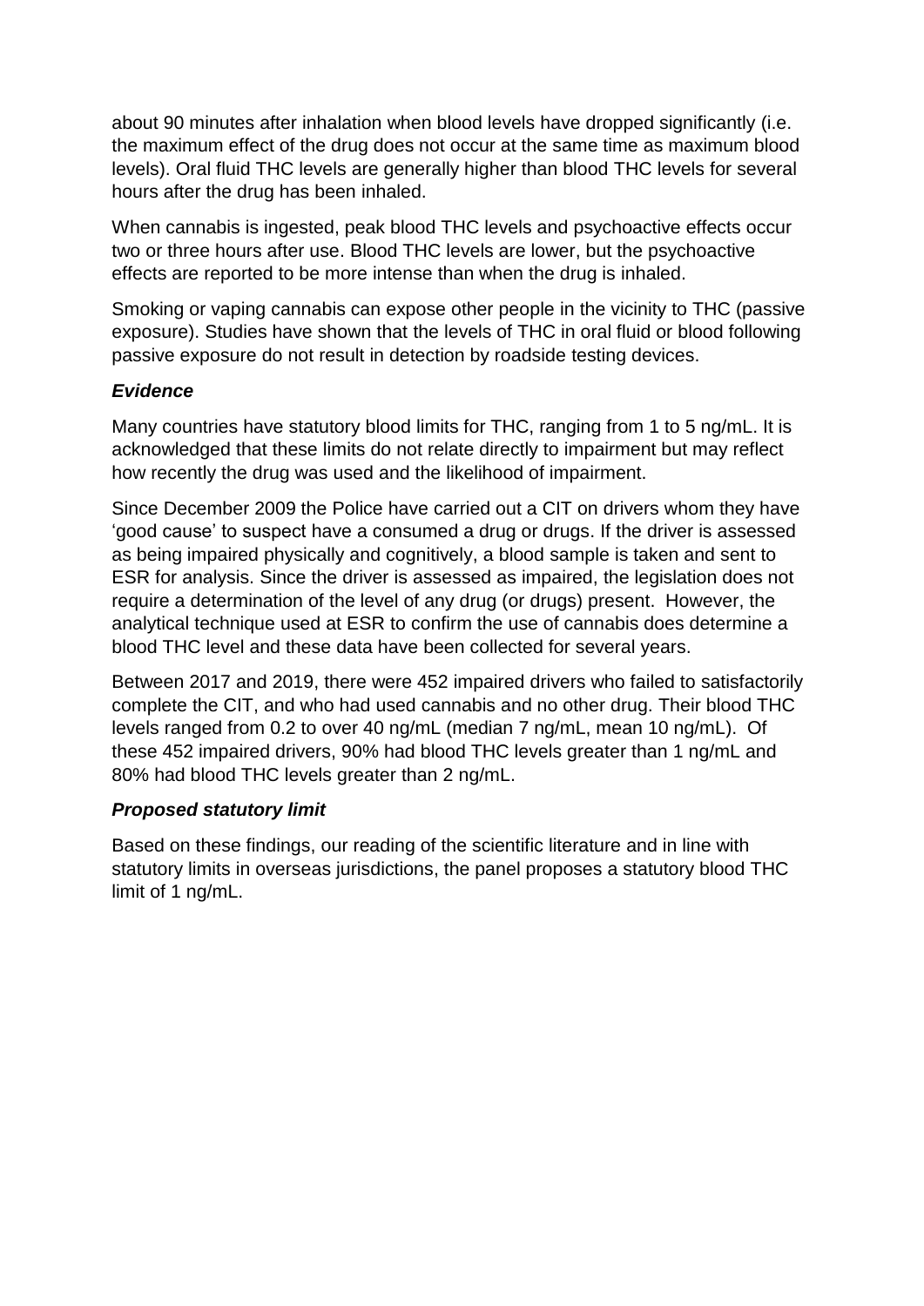about 90 minutes after inhalation when blood levels have dropped significantly (i.e. the maximum effect of the drug does not occur at the same time as maximum blood levels). Oral fluid THC levels are generally higher than blood THC levels for several hours after the drug has been inhaled.

When cannabis is ingested, peak blood THC levels and psychoactive effects occur two or three hours after use. Blood THC levels are lower, but the psychoactive effects are reported to be more intense than when the drug is inhaled.

Smoking or vaping cannabis can expose other people in the vicinity to THC (passive exposure). Studies have shown that the levels of THC in oral fluid or blood following passive exposure do not result in detection by roadside testing devices.

### *Evidence*

Many countries have statutory blood limits for THC, ranging from 1 to 5 ng/mL. It is acknowledged that these limits do not relate directly to impairment but may reflect how recently the drug was used and the likelihood of impairment.

Since December 2009 the Police have carried out a CIT on drivers whom they have 'good cause' to suspect have a consumed a drug or drugs. If the driver is assessed as being impaired physically and cognitively, a blood sample is taken and sent to ESR for analysis. Since the driver is assessed as impaired, the legislation does not require a determination of the level of any drug (or drugs) present. However, the analytical technique used at ESR to confirm the use of cannabis does determine a blood THC level and these data have been collected for several years.

Between 2017 and 2019, there were 452 impaired drivers who failed to satisfactorily complete the CIT, and who had used cannabis and no other drug. Their blood THC levels ranged from 0.2 to over 40 ng/mL (median 7 ng/mL, mean 10 ng/mL). Of these 452 impaired drivers, 90% had blood THC levels greater than 1 ng/mL and 80% had blood THC levels greater than 2 ng/mL.

### *Proposed statutory limit*

Based on these findings, our reading of the scientific literature and in line with statutory limits in overseas jurisdictions, the panel proposes a statutory blood THC limit of 1 ng/mL.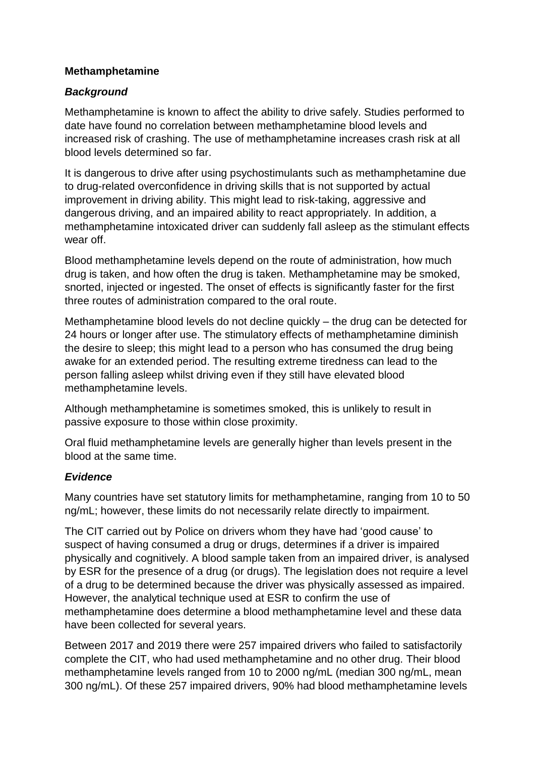**Methamphetamine**

***Background***

Methamphetamine is known to affect the ability to drive safely. Studies performed to date have found no correlation between methamphetamine blood levels and increased risk of crashing. The use of methamphetamine increases crash risk at all blood levels determined so far.

It is dangerous to drive after using psychostimulants such as methamphetamine due to drug-related overconfidence in driving skills that is not supported by actual improvement in driving ability. This might lead to risk-taking, aggressive and dangerous driving, and an impaired ability to react appropriately. In addition, a methamphetamine intoxicated driver can suddenly fall asleep as the stimulant effects wear off.

Blood methamphetamine levels depend on the route of administration, how much drug is taken, and how often the drug is taken. Methamphetamine may be smoked, snorted, injected or ingested. The onset of effects is significantly faster for the first three routes of administration compared to the oral route.

Methamphetamine blood levels do not decline quickly – the drug can be detected for 24 hours or longer after use. The stimulatory effects of methamphetamine diminish the desire to sleep; this might lead to a person who has consumed the drug being awake for an extended period. The resulting extreme tiredness can lead to the person falling asleep whilst driving even if they still have elevated blood methamphetamine levels.

Although methamphetamine is sometimes smoked, this is unlikely to result in passive exposure to those within close proximity.

Oral fluid methamphetamine levels are generally higher than levels present in the blood at the same time.

***Evidence***

Many countries have set statutory limits for methamphetamine, ranging from 10 to 50 ng/mL; however, these limits do not necessarily relate directly to impairment.

The CIT carried out by Police on drivers whom they have had 'good cause' to suspect of having consumed a drug or drugs, determines if a driver is impaired physically and cognitively. A blood sample taken from an impaired driver, is analysed by ESR for the presence of a drug (or drugs). The legislation does not require a level of a drug to be determined because the driver was physically assessed as impaired. However, the analytical technique used at ESR to confirm the use of methamphetamine does determine a blood methamphetamine level and these data have been collected for several years.

Between 2017 and 2019 there were 257 impaired drivers who failed to satisfactorily complete the CIT, who had used methamphetamine and no other drug. Their blood methamphetamine levels ranged from 10 to 2000 ng/mL (median 300 ng/mL, mean 300 ng/mL). Of these 257 impaired drivers, 90% had blood methamphetamine levels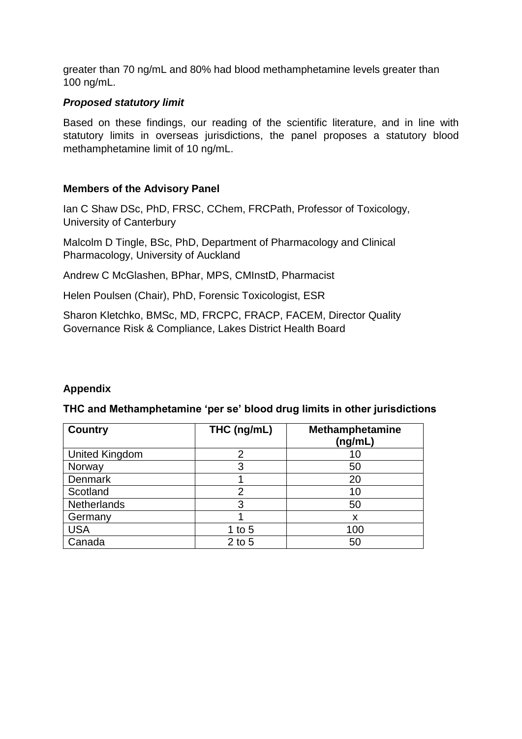greater than 70 ng/mL and 80% had blood methamphetamine levels greater than 100 ng/mL.

### ***Proposed statutory limit***

Based on these findings, our reading of the scientific literature, and in line with statutory limits in overseas jurisdictions, the panel proposes a statutory blood methamphetamine limit of 10 ng/mL.

### **Members of the Advisory Panel**

Ian C Shaw DSc, PhD, FRSC, CChem, FRCPath, Professor of Toxicology, University of Canterbury

Malcolm D Tingle, BSc, PhD, Department of Pharmacology and Clinical Pharmacology, University of Auckland

Andrew C McGlashen, BPhar, MPS, CMInstD, Pharmacist

Helen Poulsen (Chair), PhD, Forensic Toxicologist, ESR

Sharon Kletchko, BMSc, MD, FRCPC, FRACP, FACEM, Director Quality Governance Risk & Compliance, Lakes District Health Board

## **Appendix**

### **THC and Methamphetamine 'per se' blood drug limits in other jurisdictions**

| Country | THC (ng/mL) | Methamphetamine (ng/mL) |
|---|---|---|
| United Kingdom | 2 | 10 |
| Norway | 3 | 50 |
| Denmark | 1 | 20 |
| Scotland | 2 | 10 |
| Netherlands | 3 | 50 |
| Germany | 1 | x |
| USA | 1 to 5 | 100 |
| Canada | 2 to 5 | 50 |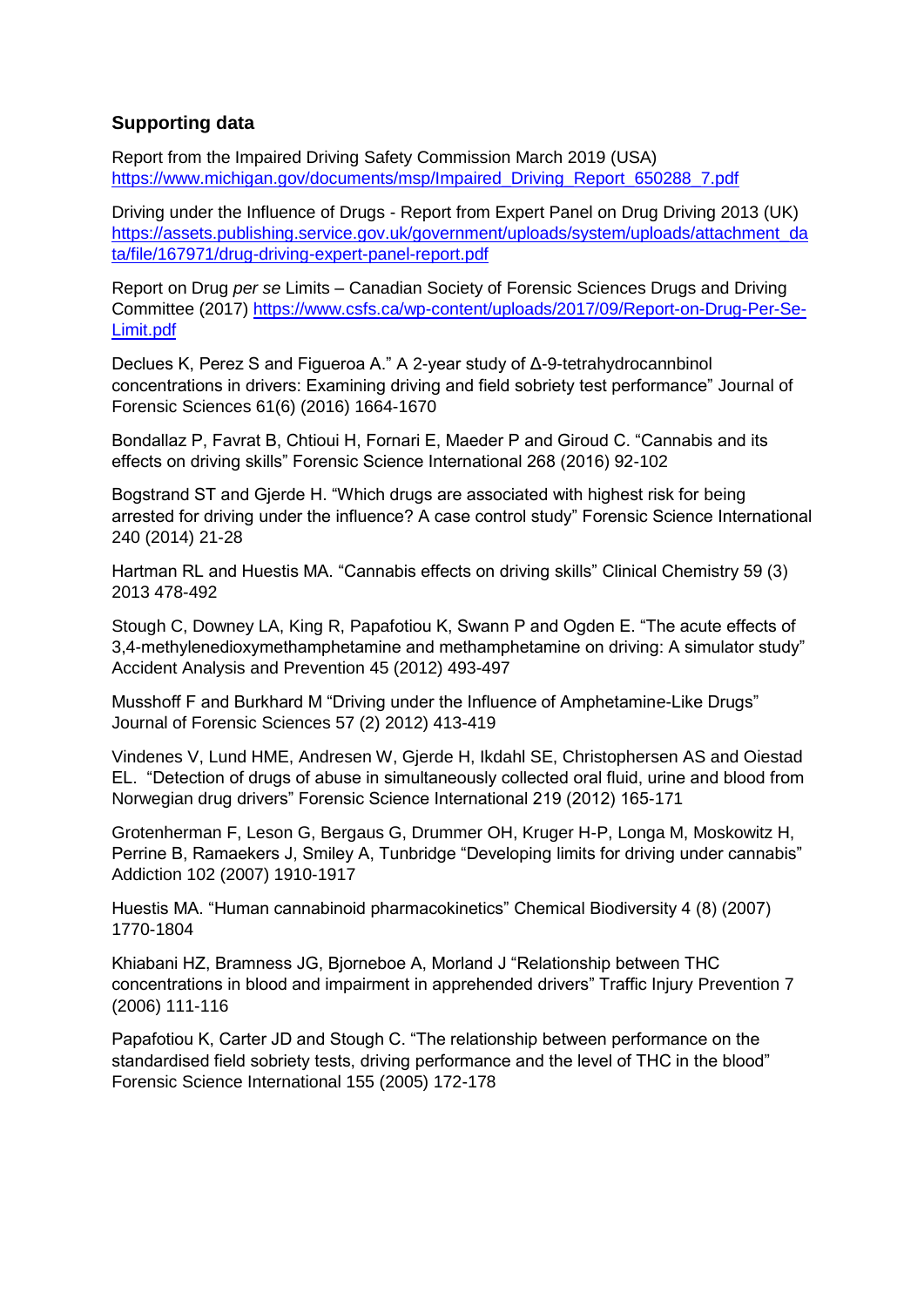## Supporting data

Report from the Impaired Driving Safety Commission March 2019 (USA) https://www.michigan.gov/documents/msp/Impaired_Driving_Report_650288_7.pdf

Driving under the Influence of Drugs - Report from Expert Panel on Drug Driving 2013 (UK) https://assets.publishing.service.gov.uk/government/uploads/system/uploads/attachment_data/file/167971/drug-driving-expert-panel-report.pdf

Report on Drug *per se* Limits – Canadian Society of Forensic Sciences Drugs and Driving Committee (2017) https://www.csfs.ca/wp-content/uploads/2017/09/Report-on-Drug-Per-Se-Limit.pdf

Declues K, Perez S and Figueroa A." A 2-year study of Δ-9-tetrahydrocannbinol concentrations in drivers: Examining driving and field sobriety test performance" Journal of Forensic Sciences 61(6) (2016) 1664-1670

Bondallaz P, Favrat B, Chtioui H, Fornari E, Maeder P and Giroud C. "Cannabis and its effects on driving skills" Forensic Science International 268 (2016) 92-102

Bogstrand ST and Gjerde H. "Which drugs are associated with highest risk for being arrested for driving under the influence? A case control study" Forensic Science International 240 (2014) 21-28

Hartman RL and Huestis MA. "Cannabis effects on driving skills" Clinical Chemistry 59 (3) 2013 478-492

Stough C, Downey LA, King R, Papafotiou K, Swann P and Ogden E. "The acute effects of 3,4-methylenedioxymethamphetamine and methamphetamine on driving: A simulator study" Accident Analysis and Prevention 45 (2012) 493-497

Musshoff F and Burkhard M "Driving under the Influence of Amphetamine-Like Drugs" Journal of Forensic Sciences 57 (2) 2012) 413-419

Vindenes V, Lund HME, Andresen W, Gjerde H, Ikdahl SE, Christophersen AS and Oiestad EL. "Detection of drugs of abuse in simultaneously collected oral fluid, urine and blood from Norwegian drug drivers" Forensic Science International 219 (2012) 165-171

Grotenherman F, Leson G, Bergaus G, Drummer OH, Kruger H-P, Longa M, Moskowitz H, Perrine B, Ramaekers J, Smiley A, Tunbridge "Developing limits for driving under cannabis" Addiction 102 (2007) 1910-1917

Huestis MA. "Human cannabinoid pharmacokinetics" Chemical Biodiversity 4 (8) (2007) 1770-1804

Khiabani HZ, Bramness JG, Bjorneboe A, Morland J "Relationship between THC concentrations in blood and impairment in apprehended drivers" Traffic Injury Prevention 7 (2006) 111-116

Papafotiou K, Carter JD and Stough C. "The relationship between performance on the standardised field sobriety tests, driving performance and the level of THC in the blood" Forensic Science International 155 (2005) 172-178